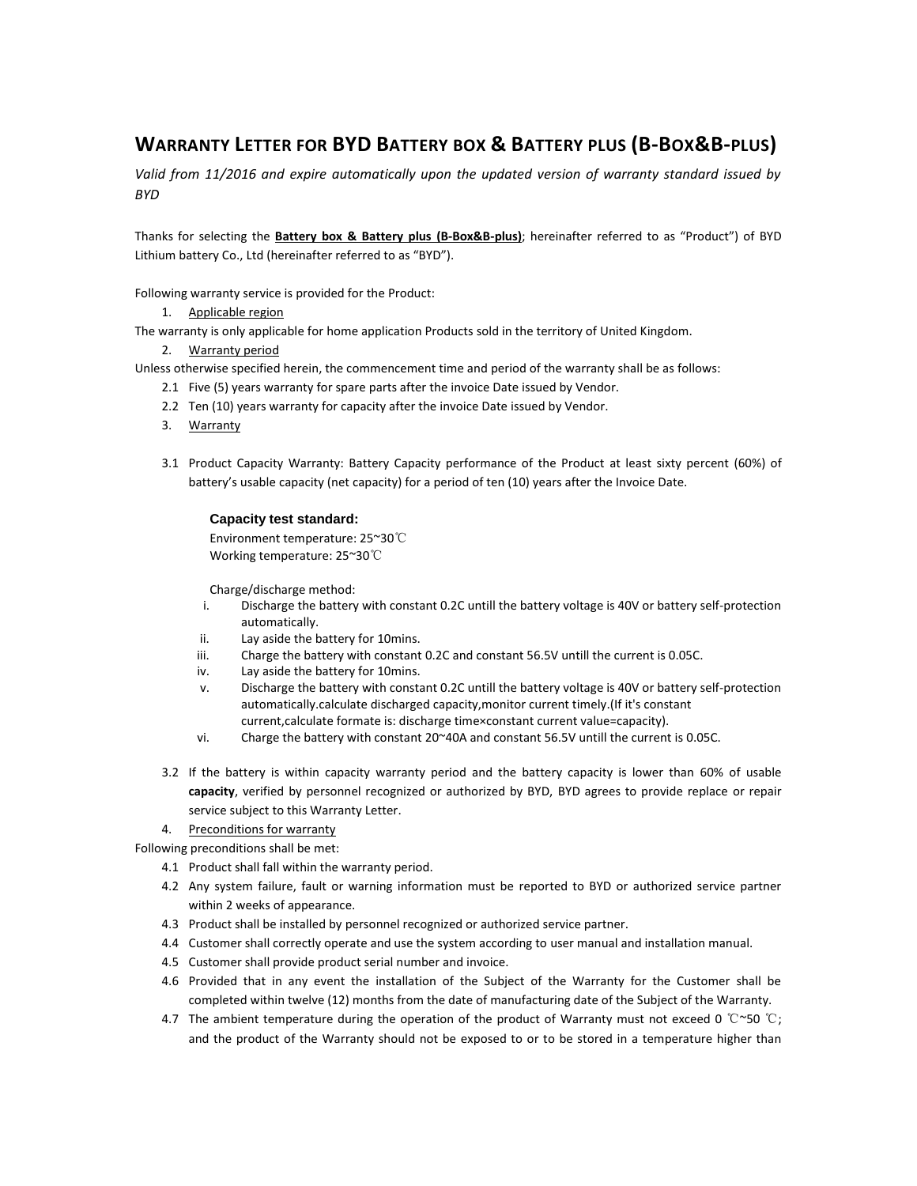# WARRANTY LETTER FOR BYD BATTERY BOX & BATTERY PLUS (B-BOX&B-PLUS)

*Valid from 11/2016 and expire automatically upon the updated version of warranty standard issued by BYD*

Thanks for selecting the **Battery box & Battery plus (B-Box&B-plus)**; hereinafter referred to as "Product") of BYD Lithium battery Co., Ltd (hereinafter referred to as "BYD").

Following warranty service is provided for the Product:

1. Applicable region

The warranty is only applicable for home application Products sold in the territory of United Kingdom.

2. Warranty period

Unless otherwise specified herein, the commencement time and period of the warranty shall be as follows:

2.1 Five (5) years warranty for spare parts after the invoice Date issued by Vendor.

2.2 Ten (10) years warranty for capacity after the invoice Date issued by Vendor.

3. Warranty

3.1 Product Capacity Warranty: Battery Capacity performance of the Product at least sixty percent (60%) of battery's usable capacity (net capacity) for a period of ten (10) years after the Invoice Date.

**Capacity test standard:**

Environment temperature: 25~30℃

Working temperature: 25~30℃

Charge/discharge method:

i. Discharge the battery with constant 0.2C untill the battery voltage is 40V or battery self-protection automatically.
ii. Lay aside the battery for 10mins.
iii. Charge the battery with constant 0.2C and constant 56.5V untill the current is 0.05C.
iv. Lay aside the battery for 10mins.
v. Discharge the battery with constant 0.2C untill the battery voltage is 40V or battery self-protection automatically.calculate discharged capacity,monitor current timely.(If it's constant current,calculate formate is: discharge time×constant current value=capacity).
vi. Charge the battery with constant 20~40A and constant 56.5V untill the current is 0.05C.

3.2 If the battery is within capacity warranty period and the battery capacity is lower than 60% of usable **capacity**, verified by personnel recognized or authorized by BYD, BYD agrees to provide replace or repair service subject to this Warranty Letter.

4. Preconditions for warranty

Following preconditions shall be met:

4.1 Product shall fall within the warranty period.

4.2 Any system failure, fault or warning information must be reported to BYD or authorized service partner within 2 weeks of appearance.

4.3 Product shall be installed by personnel recognized or authorized service partner.

4.4 Customer shall correctly operate and use the system according to user manual and installation manual.

4.5 Customer shall provide product serial number and invoice.

4.6 Provided that in any event the installation of the Subject of the Warranty for the Customer shall be completed within twelve (12) months from the date of manufacturing date of the Subject of the Warranty.

4.7 The ambient temperature during the operation of the product of Warranty must not exceed 0 ℃~50 ℃; and the product of the Warranty should not be exposed to or to be stored in a temperature higher than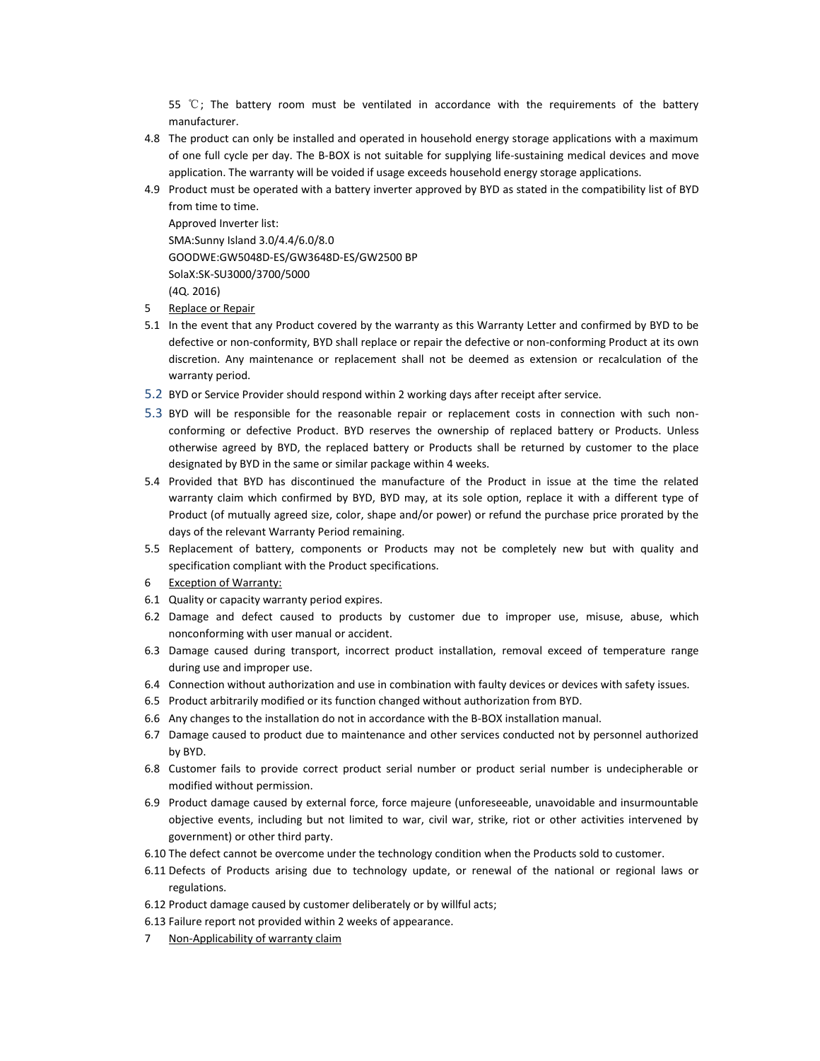55 ℃; The battery room must be ventilated in accordance with the requirements of the battery manufacturer.

4.8 The product can only be installed and operated in household energy storage applications with a maximum of one full cycle per day. The B-BOX is not suitable for supplying life-sustaining medical devices and move application. The warranty will be voided if usage exceeds household energy storage applications.

4.9 Product must be operated with a battery inverter approved by BYD as stated in the compatibility list of BYD from time to time.
Approved Inverter list:
SMA:Sunny Island 3.0/4.4/6.0/8.0
GOODWE:GW5048D-ES/GW3648D-ES/GW2500 BP
SolaX:SK-SU3000/3700/5000
(4Q. 2016)

5 <u>Replace or Repair</u>

5.1 In the event that any Product covered by the warranty as this Warranty Letter and confirmed by BYD to be defective or non-conformity, BYD shall replace or repair the defective or non-conforming Product at its own discretion. Any maintenance or replacement shall not be deemed as extension or recalculation of the warranty period.

5.2 BYD or Service Provider should respond within 2 working days after receipt after service.

5.3 BYD will be responsible for the reasonable repair or replacement costs in connection with such non-conforming or defective Product. BYD reserves the ownership of replaced battery or Products. Unless otherwise agreed by BYD, the replaced battery or Products shall be returned by customer to the place designated by BYD in the same or similar package within 4 weeks.

5.4 Provided that BYD has discontinued the manufacture of the Product in issue at the time the related warranty claim which confirmed by BYD, BYD may, at its sole option, replace it with a different type of Product (of mutually agreed size, color, shape and/or power) or refund the purchase price prorated by the days of the relevant Warranty Period remaining.

5.5 Replacement of battery, components or Products may not be completely new but with quality and specification compliant with the Product specifications.

6 <u>Exception of Warranty:</u>

6.1 Quality or capacity warranty period expires.

6.2 Damage and defect caused to products by customer due to improper use, misuse, abuse, which nonconforming with user manual or accident.

6.3 Damage caused during transport, incorrect product installation, removal exceed of temperature range during use and improper use.

6.4 Connection without authorization and use in combination with faulty devices or devices with safety issues.

6.5 Product arbitrarily modified or its function changed without authorization from BYD.

6.6 Any changes to the installation do not in accordance with the B-BOX installation manual.

6.7 Damage caused to product due to maintenance and other services conducted not by personnel authorized by BYD.

6.8 Customer fails to provide correct product serial number or product serial number is undecipherable or modified without permission.

6.9 Product damage caused by external force, force majeure (unforeseeable, unavoidable and insurmountable objective events, including but not limited to war, civil war, strike, riot or other activities intervened by government) or other third party.

6.10 The defect cannot be overcome under the technology condition when the Products sold to customer.

6.11 Defects of Products arising due to technology update, or renewal of the national or regional laws or regulations.

6.12 Product damage caused by customer deliberately or by willful acts;

6.13 Failure report not provided within 2 weeks of appearance.

7 <u>Non-Applicability of warranty claim</u>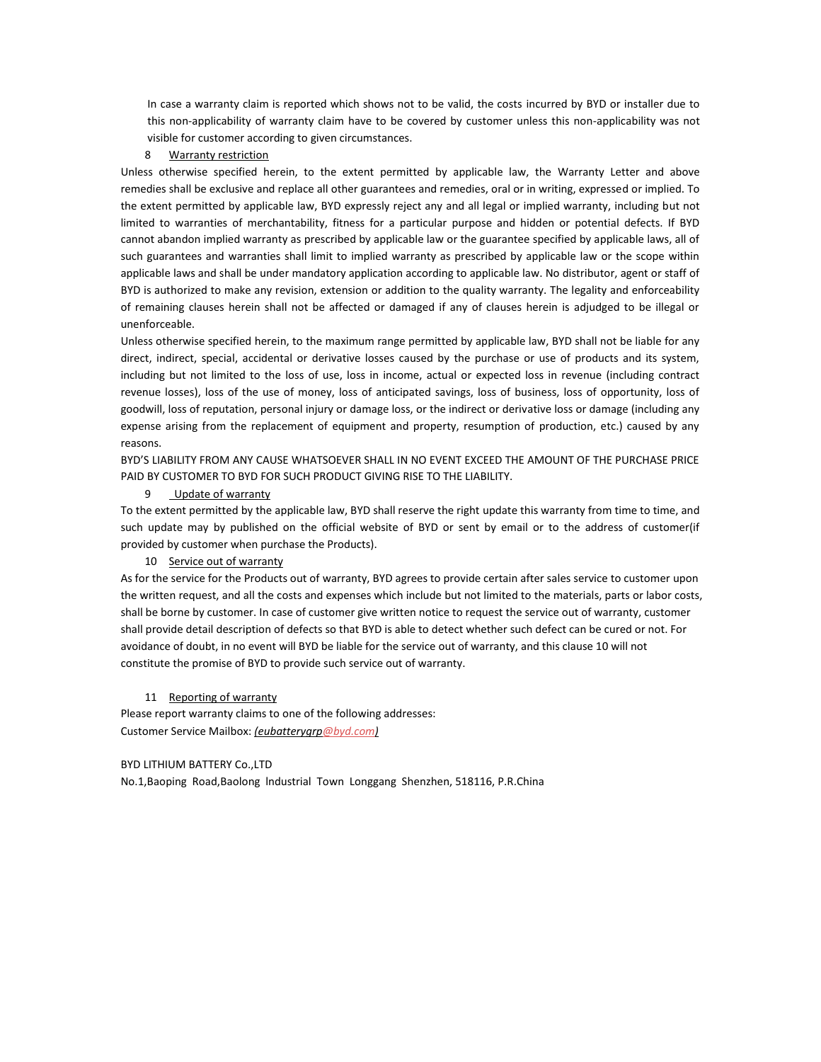In case a warranty claim is reported which shows not to be valid, the costs incurred by BYD or installer due to this non-applicability of warranty claim have to be covered by customer unless this non-applicability was not visible for customer according to given circumstances.

## 8 Warranty restriction

Unless otherwise specified herein, to the extent permitted by applicable law, the Warranty Letter and above remedies shall be exclusive and replace all other guarantees and remedies, oral or in writing, expressed or implied. To the extent permitted by applicable law, BYD expressly reject any and all legal or implied warranty, including but not limited to warranties of merchantability, fitness for a particular purpose and hidden or potential defects. If BYD cannot abandon implied warranty as prescribed by applicable law or the guarantee specified by applicable laws, all of such guarantees and warranties shall limit to implied warranty as prescribed by applicable law or the scope within applicable laws and shall be under mandatory application according to applicable law. No distributor, agent or staff of BYD is authorized to make any revision, extension or addition to the quality warranty. The legality and enforceability of remaining clauses herein shall not be affected or damaged if any of clauses herein is adjudged to be illegal or unenforceable.

Unless otherwise specified herein, to the maximum range permitted by applicable law, BYD shall not be liable for any direct, indirect, special, accidental or derivative losses caused by the purchase or use of products and its system, including but not limited to the loss of use, loss in income, actual or expected loss in revenue (including contract revenue losses), loss of the use of money, loss of anticipated savings, loss of business, loss of opportunity, loss of goodwill, loss of reputation, personal injury or damage loss, or the indirect or derivative loss or damage (including any expense arising from the replacement of equipment and property, resumption of production, etc.) caused by any reasons.

BYD'S LIABILITY FROM ANY CAUSE WHATSOEVER SHALL IN NO EVENT EXCEED THE AMOUNT OF THE PURCHASE PRICE PAID BY CUSTOMER TO BYD FOR SUCH PRODUCT GIVING RISE TO THE LIABILITY.

## 9 Update of warranty

To the extent permitted by the applicable law, BYD shall reserve the right update this warranty from time to time, and such update may by published on the official website of BYD or sent by email or to the address of customer(if provided by customer when purchase the Products).

## 10 Service out of warranty

As for the service for the Products out of warranty, BYD agrees to provide certain after sales service to customer upon the written request, and all the costs and expenses which include but not limited to the materials, parts or labor costs, shall be borne by customer. In case of customer give written notice to request the service out of warranty, customer shall provide detail description of defects so that BYD is able to detect whether such defect can be cured or not. For avoidance of doubt, in no event will BYD be liable for the service out of warranty, and this clause 10 will not constitute the promise of BYD to provide such service out of warranty.

## 11 Reporting of warranty

Please report warranty claims to one of the following addresses:

Customer Service Mailbox: *(eubatterygrp@byd.com)*

BYD LITHIUM BATTERY Co.,LTD

No.1,Baoping Road,Baolong Industrial Town Longgang Shenzhen, 518116, P.R.China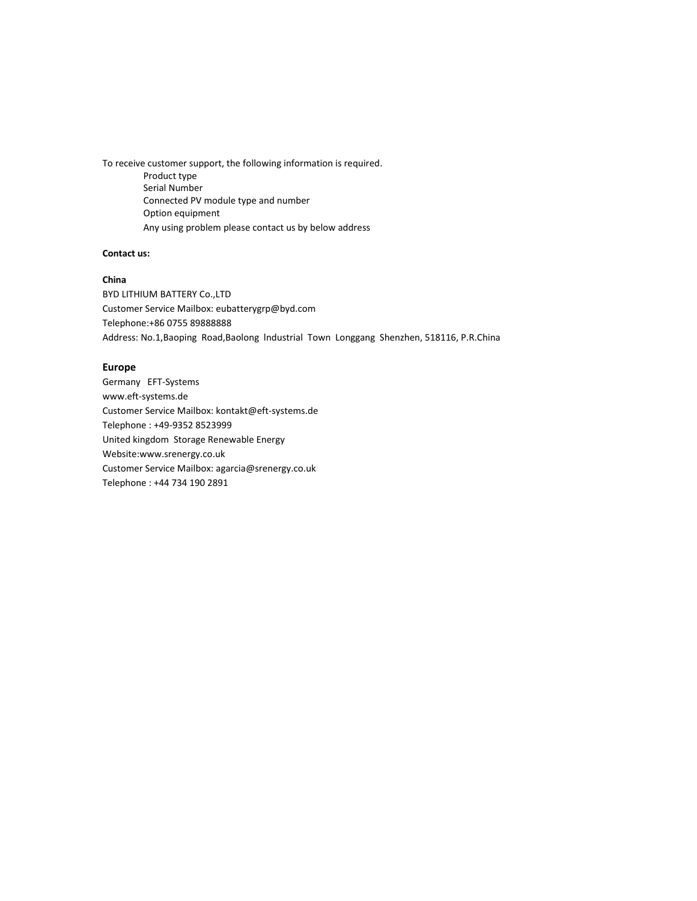To receive customer support, the following information is required.

- Product type
- Serial Number
- Connected PV module type and number
- Option equipment
- Any using problem please contact us by below address

**Contact us:**

**China**

BYD LITHIUM BATTERY Co.,LTD

Customer Service Mailbox: eubatterygrp@byd.com

Telephone:+86 0755 89888888

Address: No.1,Baoping Road,Baolong Industrial Town Longgang Shenzhen, 518116, P.R.China

**Europe**

Germany EFT-Systems

www.eft-systems.de

Customer Service Mailbox: kontakt@eft-systems.de

Telephone : +49-9352 8523999

United kingdom Storage Renewable Energy

Website:www.srenergy.co.uk

Customer Service Mailbox: agarcia@srenergy.co.uk

Telephone : +44 734 190 2891